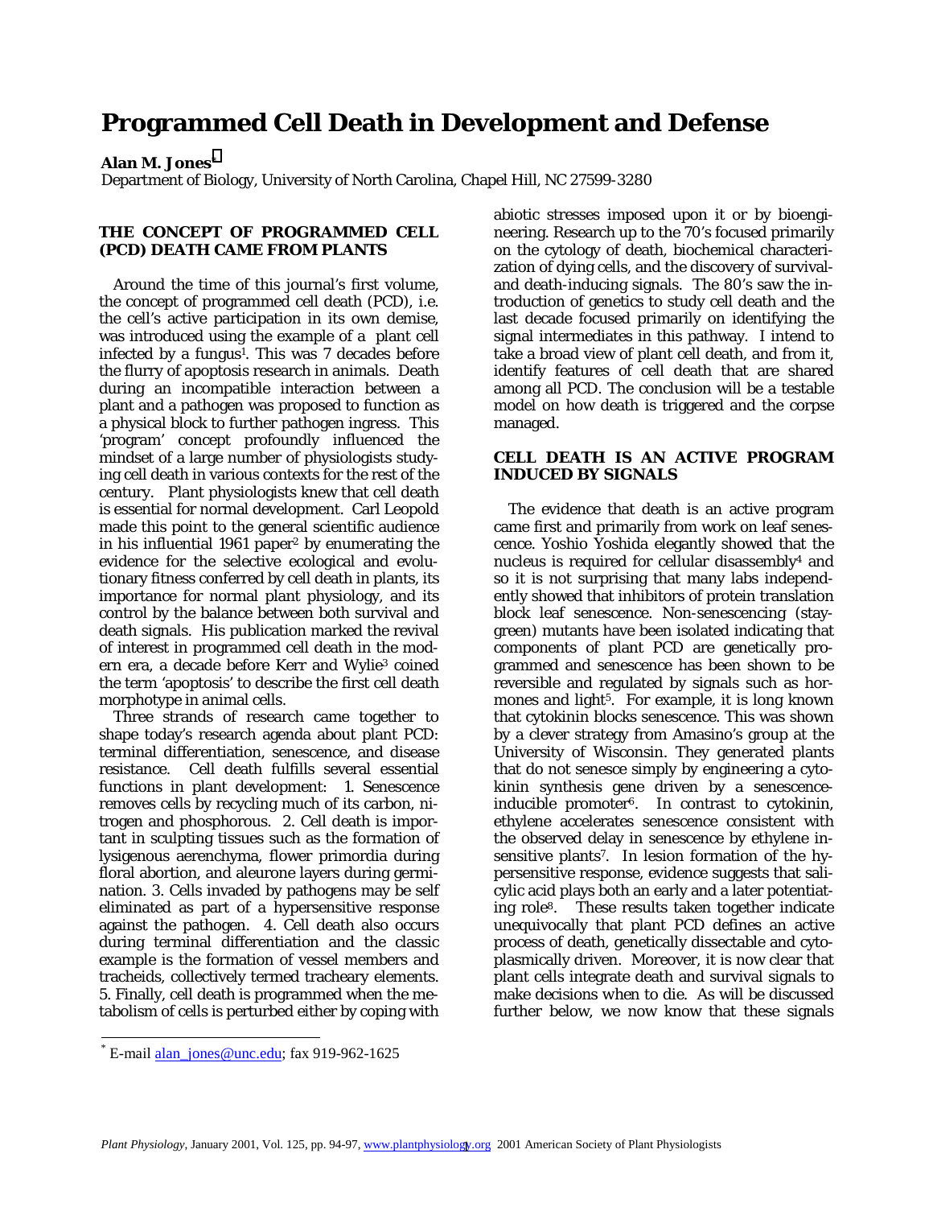# Programmed Cell Death in Development and Defense

**Alan M. Jones***

Department of Biology, University of North Carolina, Chapel Hill, NC 27599-3280

## THE CONCEPT OF PROGRAMMED CELL (PCD) DEATH CAME FROM PLANTS

Around the time of this journal's first volume, the concept of programmed cell death (PCD), i.e. the cell's active participation in its own demise, was introduced using the example of a plant cell infected by a fungus[1]. This was 7 decades before the flurry of apoptosis research in animals. Death during an incompatible interaction between a plant and a pathogen was proposed to function as a physical block to further pathogen ingress. This 'program' concept profoundly influenced the mindset of a large number of physiologists studying cell death in various contexts for the rest of the century. Plant physiologists knew that cell death is essential for normal development. Carl Leopold made this point to the general scientific audience in his influential 1961 paper[2] by enumerating the evidence for the selective ecological and evolutionary fitness conferred by cell death in plants, its importance for normal plant physiology, and its control by the balance between both survival and death signals. His publication marked the revival of interest in programmed cell death in the modern era, a decade before Kerr and Wylie[3] coined the term 'apoptosis' to describe the first cell death morphotype in animal cells.

Three strands of research came together to shape today's research agenda about plant PCD: terminal differentiation, senescence, and disease resistance. Cell death fulfills several essential functions in plant development: 1. Senescence removes cells by recycling much of its carbon, nitrogen and phosphorous. 2. Cell death is important in sculpting tissues such as the formation of lysigenous aerenchyma, flower primordia during floral abortion, and aleurone layers during germination. 3. Cells invaded by pathogens may be self eliminated as part of a hypersensitive response against the pathogen. 4. Cell death also occurs during terminal differentiation and the classic example is the formation of vessel members and tracheids, collectively termed tracheary elements. 5. Finally, cell death is programmed when the metabolism of cells is perturbed either by coping with abiotic stresses imposed upon it or by bioengineering. Research up to the 70's focused primarily on the cytology of death, biochemical characterization of dying cells, and the discovery of survival- and death-inducing signals. The 80's saw the introduction of genetics to study cell death and the last decade focused primarily on identifying the signal intermediates in this pathway. I intend to take a broad view of plant cell death, and from it, identify features of cell death that are shared among all PCD. The conclusion will be a testable model on how death is triggered and the corpse managed.

## CELL DEATH IS AN ACTIVE PROGRAM INDUCED BY SIGNALS

The evidence that death is an active program came first and primarily from work on leaf senescence. Yoshio Yoshida elegantly showed that the nucleus is required for cellular disassembly[4] and so it is not surprising that many labs independently showed that inhibitors of protein translation block leaf senescence. Non-senescencing (stay-green) mutants have been isolated indicating that components of plant PCD are genetically programmed and senescence has been shown to be reversible and regulated by signals such as hormones and light[5]. For example, it is long known that cytokinin blocks senescence. This was shown by a clever strategy from Amasino's group at the University of Wisconsin. They generated plants that do not senesce simply by engineering a cytokinin synthesis gene driven by a senescence-inducible promoter[6]. In contrast to cytokinin, ethylene accelerates senescence consistent with the observed delay in senescence by ethylene insensitive plants[7]. In lesion formation of the hypersensitive response, evidence suggests that salicylic acid plays both an early and a later potentiating role[8]. These results taken together indicate unequivocally that plant PCD defines an active process of death, genetically dissectable and cytoplasmically driven. Moreover, it is now clear that plant cells integrate death and survival signals to make decisions when to die. As will be discussed further below, we now know that these signals

\* E-mail alan_jones@unc.edu; fax 919-962-1625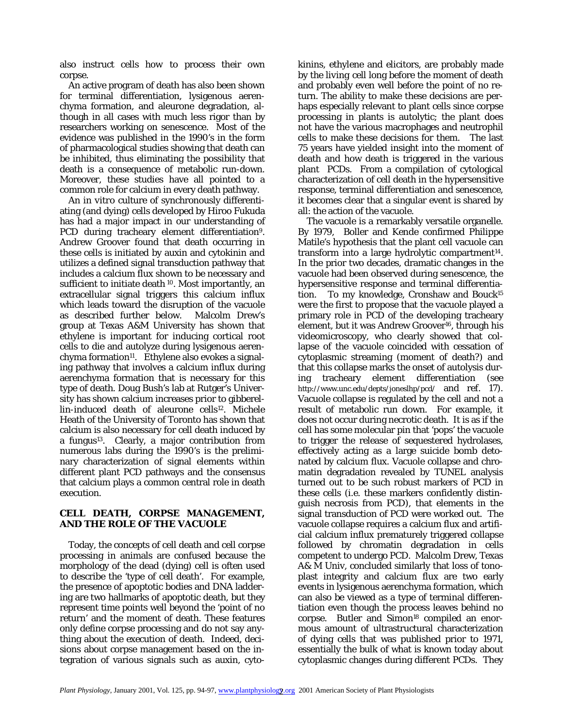also instruct cells how to process their own corpse.

An active program of death has also been shown for terminal differentiation, lysigenous aerenchyma formation, and aleurone degradation, although in all cases with much less rigor than by researchers working on senescence. Most of the evidence was published in the 1990's in the form of pharmacological studies showing that death can be inhibited, thus eliminating the possibility that death is a consequence of metabolic run-down. Moreover, these studies have all pointed to a common role for calcium in every death pathway.

An in vitro culture of synchronously differentiating (and dying) cells developed by Hiroo Fukuda has had a major impact in our understanding of PCD during tracheary element differentiation[9]. Andrew Groover found that death occurring in these cells is initiated by auxin and cytokinin and utilizes a defined signal transduction pathway that includes a calcium flux shown to be necessary and sufficient to initiate death [10]. Most importantly, an extracellular signal triggers this calcium influx which leads toward the disruption of the vacuole as described further below. Malcolm Drew's group at Texas A&M University has shown that ethylene is important for inducing cortical root cells to die and autolyze during lysigenous aerenchyma formation[11]. Ethylene also evokes a signaling pathway that involves a calcium influx during aerenchyma formation that is necessary for this type of death. Doug Bush's lab at Rutger's University has shown calcium increases prior to gibberellin-induced death of aleurone cells[12]. Michele Heath of the University of Toronto has shown that calcium is also necessary for cell death induced by a fungus[13]. Clearly, a major contribution from numerous labs during the 1990's is the preliminary characterization of signal elements within different plant PCD pathways and the consensus that calcium plays a common central role in death execution.

## CELL DEATH, CORPSE MANAGEMENT, AND THE ROLE OF THE VACUOLE

Today, the concepts of cell death and cell corpse processing in animals are confused because the morphology of the dead (dying) cell is often used to describe the 'type of cell death'. For example, the presence of apoptotic bodies and DNA laddering are two hallmarks of apoptotic death, but they represent time points well beyond the 'point of no return' and the moment of death. These features only define corpse processing and do not say anything about the execution of death. Indeed, decisions about corpse management based on the integration of various signals such as auxin, cytokinins, ethylene and elicitors, are probably made by the living cell long before the moment of death and probably even well before the point of no return. The ability to make these decisions are perhaps especially relevant to plant cells since corpse processing in plants is autolytic; the plant does not have the various macrophages and neutrophil cells to make these decisions for them. The last 75 years have yielded insight into the moment of death and how death is triggered in the various plant PCDs. From a compilation of cytological characterization of cell death in the hypersensitive response, terminal differentiation and senescence, it becomes clear that a singular event is shared by all: the action of the vacuole.

The vacuole is a remarkably versatile organelle. By 1979, Boller and Kende confirmed Philippe Matile's hypothesis that the plant cell vacuole can transform into a large hydrolytic compartment[14]. In the prior two decades, dramatic changes in the vacuole had been observed during senescence, the hypersensitive response and terminal differentiation. To my knowledge, Cronshaw and Bouck[15] were the first to propose that the vacuole played a primary role in PCD of the developing tracheary element, but it was Andrew Groover[16], through his videomicroscopy, who clearly showed that collapse of the vacuole coincided with cessation of cytoplasmic streaming (moment of death?) and that this collapse marks the onset of autolysis during tracheary element differentiation (see http://www.unc.edu/depts/joneslhp/pcd/ and ref. 17). Vacuole collapse is regulated by the cell and not a result of metabolic run down. For example, it does not occur during necrotic death. It is as if the cell has some molecular pin that 'pops' the vacuole to trigger the release of sequestered hydrolases, effectively acting as a large suicide bomb detonated by calcium flux. Vacuole collapse and chromatin degradation revealed by TUNEL analysis turned out to be such robust markers of PCD in these cells (i.e. these markers confidently distinguish necrosis from PCD), that elements in the signal transduction of PCD were worked out. The vacuole collapse requires a calcium flux and artificial calcium influx prematurely triggered collapse followed by chromatin degradation in cells competent to undergo PCD. Malcolm Drew, Texas A& M Univ, concluded similarly that loss of tonoplast integrity and calcium flux are two early events in lysigenous aerenchyma formation, which can also be viewed as a type of terminal differentiation even though the process leaves behind no corpse. Butler and Simon[18] compiled an enormous amount of ultrastructural characterization of dying cells that was published prior to 1971, essentially the bulk of what is known today about cytoplasmic changes during different PCDs. They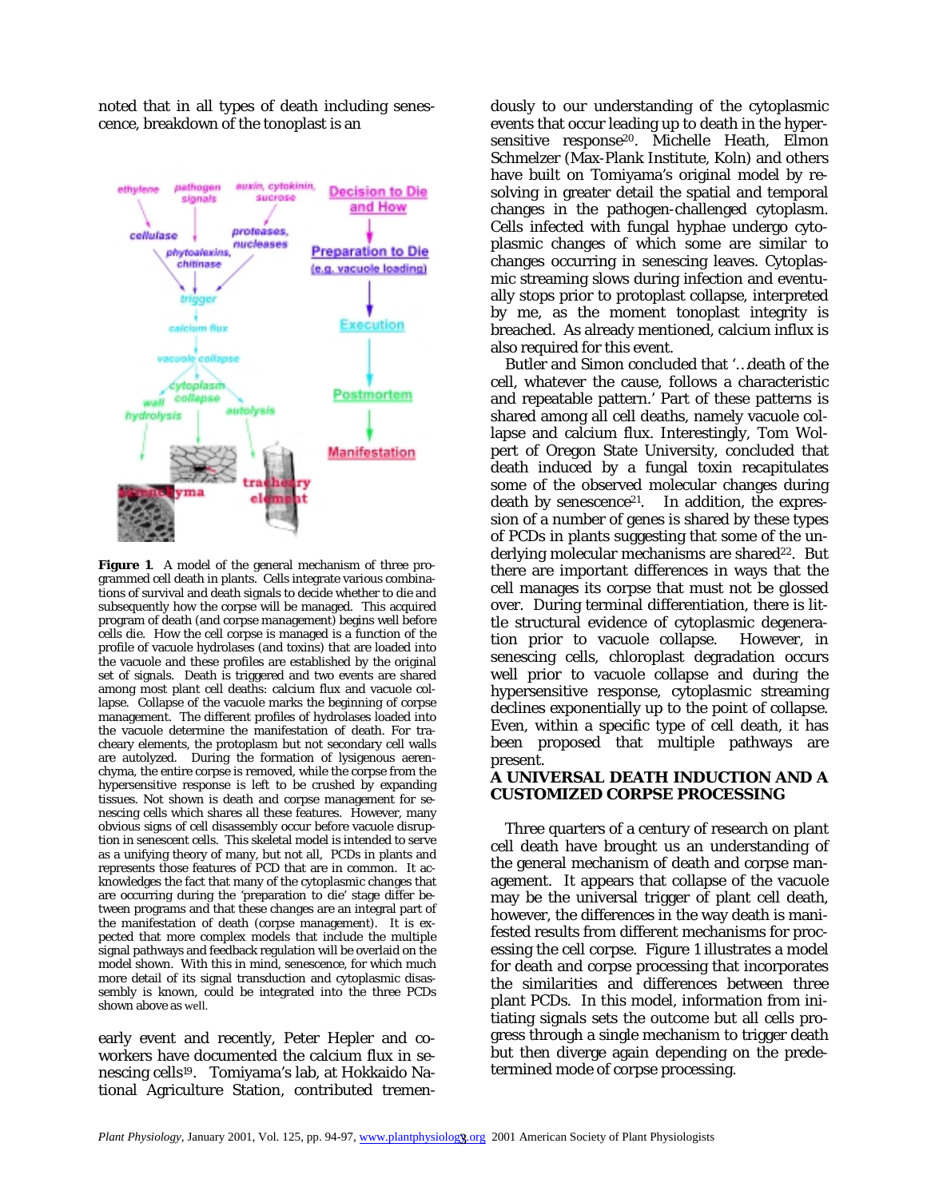noted that in all types of death including senescence, breakdown of the tonoplast is an

**Figure 1**. A model of the general mechanism of three programmed cell death in plants. Cells integrate various combinations of survival and death signals to decide whether to die and subsequently how the corpse will be managed. This acquired program of death (and corpse management) begins well before cells die. How the cell corpse is managed is a function of the profile of vacuole hydrolases (and toxins) that are loaded into the vacuole and these profiles are established by the original set of signals. Death is triggered and two events are shared among most plant cell deaths: calcium flux and vacuole collapse. Collapse of the vacuole marks the beginning of corpse management. The different profiles of hydrolases loaded into the vacuole determine the manifestation of death. For tracheary elements, the protoplast but not secondary cell walls are autolyzed. During the formation of lysigenous aerenchyma, the entire corpse is removed, while the corpse from the hypersensitive response is left to be crushed by expanding tissues. Not shown is death and corpse management for senescing cells which shares all these features. However, many obvious signs of cell disassembly occur before vacuole disruption in senescent cells. This skeletal model is intended to serve as a unifying theory of many, but not all, PCDs in plants and represents those features of PCD that are in common. It acknowledges the fact that many of the cytoplasmic changes that are occurring during the 'preparation to die' stage differ between programs and that these changes are an integral part of the manifestation of death (corpse management). It is expected that more complex models that include the multiple signal pathways and feedback regulation will be overlaid on the model shown. With this in mind, senescence, for which much more detail of its signal transduction and cytoplasmic disassembly is known, could be integrated into the three PCDs shown above as well.

early event and recently, Peter Hepler and coworkers have documented the calcium flux in senescing cells[19]. Tomiyama's lab, at Hokkaido National Agriculture Station, contributed tremendously to our understanding of the cytoplasmic events that occur leading up to death in the hypersensitive response[20]. Michelle Heath, Elmon Schmelzer (Max-Plank Institute, Koln) and others have built on Tomiyama's original model by resolving in greater detail the spatial and temporal changes in the pathogen-challenged cytoplasm. Cells infected with fungal hyphae undergo cytoplasmic changes of which some are similar to changes occurring in senescing leaves. Cytoplasmic streaming slows during infection and eventually stops prior to protoplast collapse, interpreted by me, as the moment tonoplast integrity is breached. As already mentioned, calcium influx is also required for this event.

Butler and Simon concluded that '…death of the cell, whatever the cause, follows a characteristic and repeatable pattern.' Part of these patterns is shared among all cell deaths, namely vacuole collapse and calcium flux. Interestingly, Tom Wolpert of Oregon State University, concluded that death induced by a fungal toxin recapitulates some of the observed molecular changes during death by senescence[21]. In addition, the expression of a number of genes is shared by these types of PCDs in plants suggesting that some of the underlying molecular mechanisms are shared[22]. But there are important differences in ways that the cell manages its corpse that must not be glossed over. During terminal differentiation, there is little structural evidence of cytoplasmic degeneration prior to vacuole collapse. However, in senescing cells, chloroplast degradation occurs well prior to vacuole collapse and during the hypersensitive response, cytoplasmic streaming declines exponentially up to the point of collapse. Even, within a specific type of cell death, it has been proposed that multiple pathways are present.

## A UNIVERSAL DEATH INDUCTION AND A CUSTOMIZED CORPSE PROCESSING

Three quarters of a century of research on plant cell death have brought us an understanding of the general mechanism of death and corpse management. It appears that collapse of the vacuole may be the universal trigger of plant cell death, however, the differences in the way death is manifested results from different mechanisms for processing the cell corpse. Figure 1 illustrates a model for death and corpse processing that incorporates the similarities and differences between three plant PCDs. In this model, information from initiating signals sets the outcome but all cells progress through a single mechanism to trigger death but then diverge again depending on the predetermined mode of corpse processing.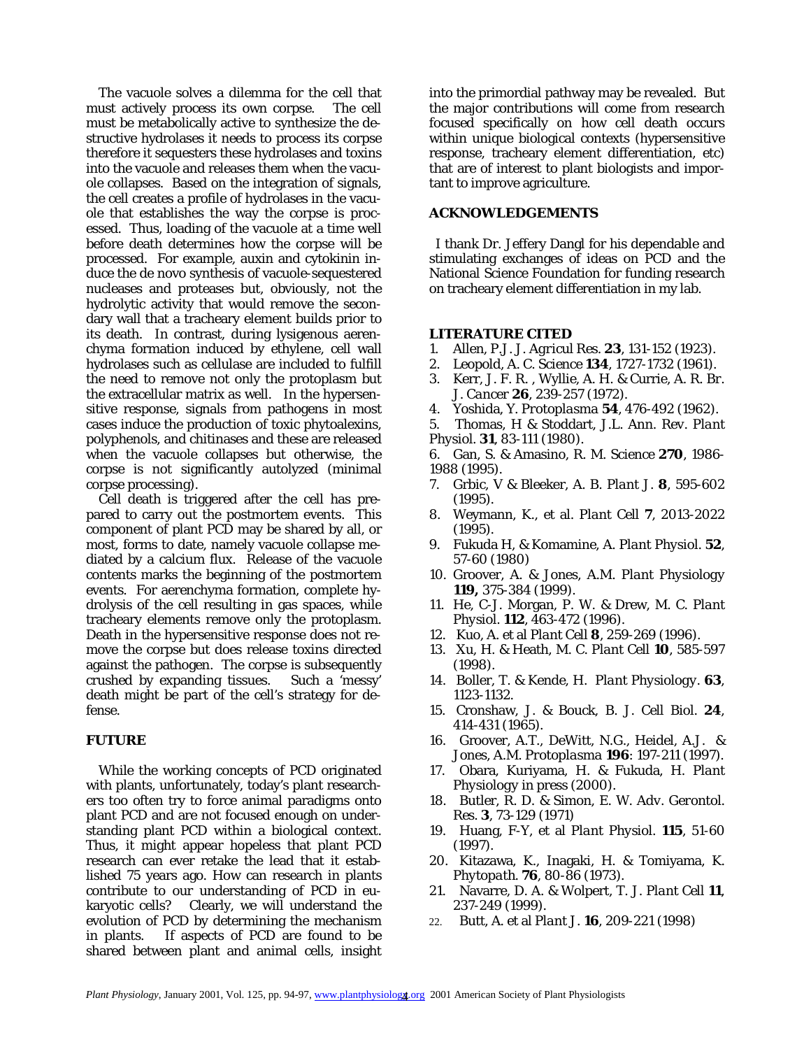The vacuole solves a dilemma for the cell that must actively process its own corpse. The cell must be metabolically active to synthesize the destructive hydrolases it needs to process its corpse therefore it sequesters these hydrolases and toxins into the vacuole and releases them when the vacuole collapses. Based on the integration of signals, the cell creates a profile of hydrolases in the vacuole that establishes the way the corpse is processed. Thus, loading of the vacuole at a time well before death determines how the corpse will be processed. For example, auxin and cytokinin induce the de novo synthesis of vacuole-sequestered nucleases and proteases but, obviously, not the hydrolytic activity that would remove the secondary wall that a tracheary element builds prior to its death. In contrast, during lysigenous aerenchyma formation induced by ethylene, cell wall hydrolases such as cellulase are included to fulfill the need to remove not only the protoplasm but the extracellular matrix as well. In the hypersensitive response, signals from pathogens in most cases induce the production of toxic phytoalexins, polyphenols, and chitinases and these are released when the vacuole collapses but otherwise, the corpse is not significantly autolyzed (minimal corpse processing).

Cell death is triggered after the cell has prepared to carry out the postmortem events. This component of plant PCD may be shared by all, or most, forms to date, namely vacuole collapse mediated by a calcium flux. Release of the vacuole contents marks the beginning of the postmortem events. For aerenchyma formation, complete hydrolysis of the cell resulting in gas spaces, while tracheary elements remove only the protoplasm. Death in the hypersensitive response does not remove the corpse but does release toxins directed against the pathogen. The corpse is subsequently crushed by expanding tissues. Such a 'messy' death might be part of the cell's strategy for defense.

## FUTURE

While the working concepts of PCD originated with plants, unfortunately, today's plant researchers too often try to force animal paradigms onto plant PCD and are not focused enough on understanding plant PCD within a biological context. Thus, it might appear hopeless that plant PCD research can ever retake the lead that it established 75 years ago. How can research in plants contribute to our understanding of PCD in eukaryotic cells? Clearly, we will understand the evolution of PCD by determining the mechanism in plants. If aspects of PCD are found to be shared between plant and animal cells, insight into the primordial pathway may be revealed. But the major contributions will come from research focused specifically on how cell death occurs within unique biological contexts (hypersensitive response, tracheary element differentiation, etc) that are of interest to plant biologists and important to improve agriculture.

## ACKNOWLEDGEMENTS

I thank Dr. Jeffery Dangl for his dependable and stimulating exchanges of ideas on PCD and the National Science Foundation for funding research on tracheary element differentiation in my lab.

## LITERATURE CITED

1. Allen, P.J. *J. Agricul Res.* **23**, 131-152 (1923).
2. Leopold, A. C. Science **134**, 1727-1732 (1961).
3. Kerr, J. F. R. , Wyllie, A. H. & Currie, A. R. *Br. J. Cancer* **26**, 239-257 (1972).
4. Yoshida, Y. *Protoplasma* **54**, 476-492 (1962).
5. Thomas, H & Stoddart, J.L. Ann. *Rev. Plant Physiol.* **31**, 83-111 (1980).
6. Gan, S. & Amasino, R. M. Science **270**, 1986-1988 (1995).
7. Grbic, V & Bleeker, A. B. *Plant J.* **8**, 595-602 (1995).
8. Weymann, K., et al. *Plant Cell* **7**, 2013-2022 (1995).
9. Fukuda H, & Komamine, A. *Plant Physiol.* **52**, 57-60 (1980)
10. Groover, A. & Jones, A.M. *Plant Physiology* **119,** 375-384 (1999).
11. He, C-J. Morgan, P. W. & Drew, M. C. *Plant Physiol.* **112**, 463-472 (1996).
12. Kuo, A. et al *Plant Cell* **8**, 259-269 (1996).
13. Xu, H. & Heath, M. C. *Plant Cell* **10**, 585-597 (1998).
14. Boller, T. & Kende, H. *Plant Physiology.* **63**, 1123-1132.
15. Cronshaw, J. & Bouck, B. J. Cell Biol. **24**, 414-431 (1965).
16. Groover, A.T., DeWitt, N.G., Heidel, A.J. & Jones, A.M. *Protoplasma* **196**: 197-211 (1997).
17. Obara, Kuriyama, H. & Fukuda, H. *Plant Physiology* in press (2000).
18. Butler, R. D. & Simon, E. W. *Adv. Gerontol. Res.* **3**, 73-129 (1971)
19. Huang, F-Y, et al *Plant Physiol.* **115**, 51-60 (1997).
20. Kitazawa, K., Inagaki, H. & Tomiyama, K. *Phytopath.* **76**, 80-86 (1973).
21. Navarre, D. A. & Wolpert, T. J. *Plant Cell* **11**, 237-249 (1999).
22. Butt, A. et al *Plant J.* **16**, 209-221 (1998)